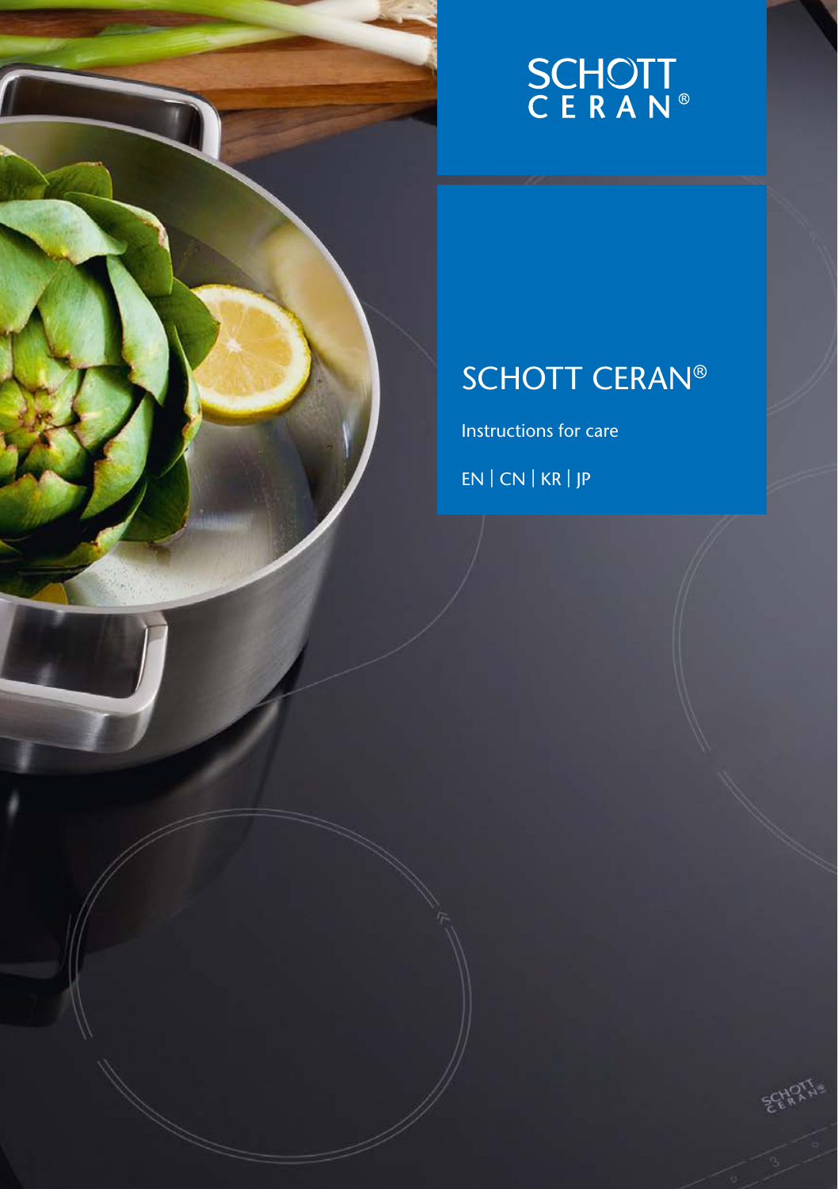SCHOTT
CERAN®

# SCHOTT CERAN®

Instructions for care

EN | CN | KR | JP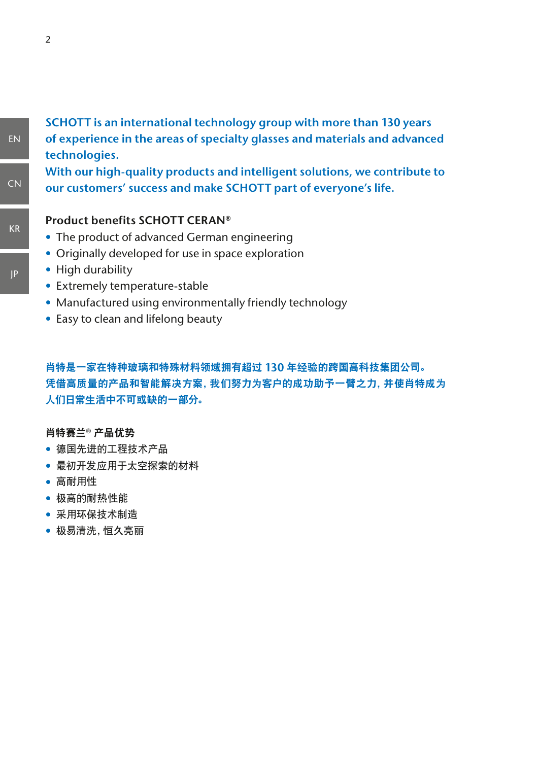**SCHOTT is an international technology group with more than 130 years of experience in the areas of specialty glasses and materials and advanced technologies.**
**With our high-quality products and intelligent solutions, we contribute to our customers' success and make SCHOTT part of everyone's life.**

**Product benefits SCHOTT CERAN®**

- The product of advanced German engineering
- Originally developed for use in space exploration
- High durability
- Extremely temperature-stable
- Manufactured using environmentally friendly technology
- Easy to clean and lifelong beauty

**肖特是一家在特种玻璃和特殊材料领域拥有超过 130 年经验的跨国高科技集团公司。**
**凭借高质量的产品和智能解决方案，我们努力为客户的成功助予一臂之力，并使肖特成为人们日常生活中不可或缺的一部分。**

**肖特赛兰® 产品优势**

- 德国先进的工程技术产品
- 最初开发应用于太空探索的材料
- 高耐用性
- 极高的耐热性能
- 采用环保技术制造
- 极易清洗，恒久亮丽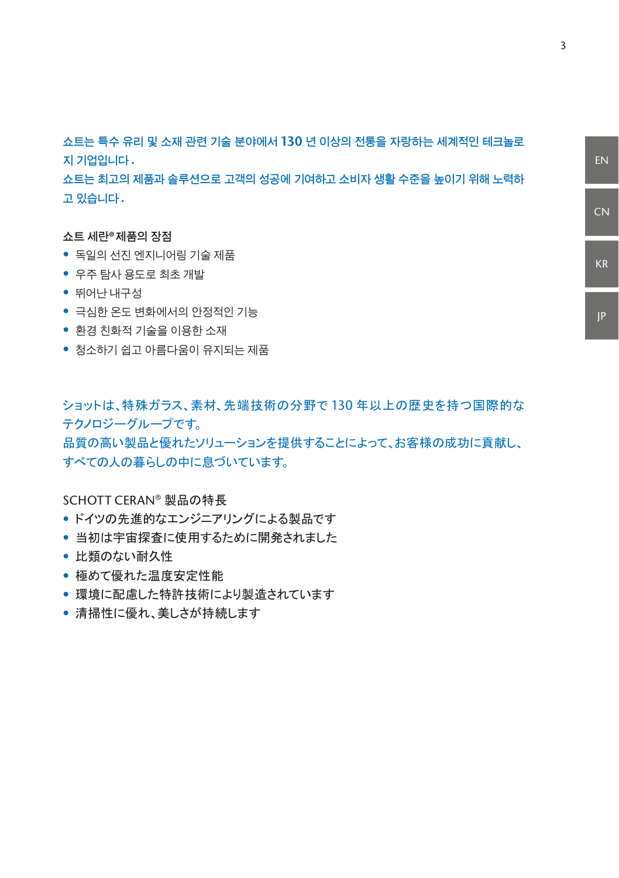쇼트는 특수 유리 및 소재 관련 기술 분야에서 **130** 년 이상의 전통을 자랑하는 세계적인 테크놀로지 기업입니다.
쇼트는 최고의 제품과 솔루션으로 고객의 성공에 기여하고 소비자 생활 수준을 높이기 위해 노력하고 있습니다.

**쇼트 세란® 제품의 장점**

- 독일의 선진 엔지니어링 기술 제품
- 우주 탐사 용도로 최초 개발
- 뛰어난 내구성
- 극심한 온도 변화에서의 안정적인 기능
- 환경 친화적 기술을 이용한 소재
- 청소하기 쉽고 아름다움이 유지되는 제품

ショットは、特殊ガラス、素材、先端技術の分野で 130 年以上の歴史を持つ国際的なテクノロジーグループです。
品質の高い製品と優れたソリューションを提供することによって、お客様の成功に貢献し、すべての人の暮らしの中に息づいています。

SCHOTT CERAN® 製品の特長

- ドイツの先進的なエンジニアリングによる製品です
- 当初は宇宙探査に使用するために開発されました
- 比類のない耐久性
- 極めて優れた温度安定性能
- 環境に配慮した特許技術により製造されています
- 清掃性に優れ、美しさが持続します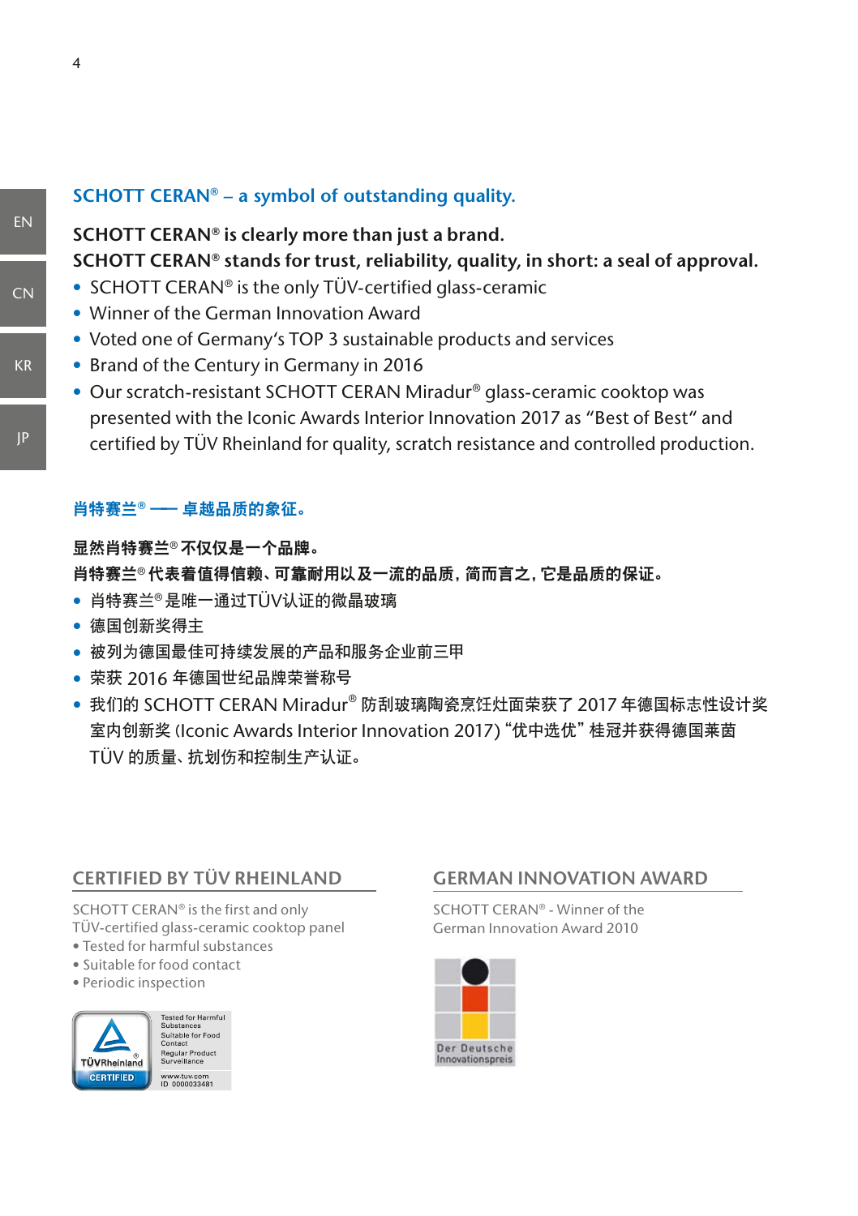## SCHOTT CERAN® – a symbol of outstanding quality.

**SCHOTT CERAN® is clearly more than just a brand.**
**SCHOTT CERAN® stands for trust, reliability, quality, in short: a seal of approval.**

- SCHOTT CERAN® is the only TÜV-certified glass-ceramic
- Winner of the German Innovation Award
- Voted one of Germany's TOP 3 sustainable products and services
- Brand of the Century in Germany in 2016
- Our scratch-resistant SCHOTT CERAN Miradur® glass-ceramic cooktop was presented with the Iconic Awards Interior Innovation 2017 as "Best of Best" and certified by TÜV Rheinland for quality, scratch resistance and controlled production.

## 肖特赛兰® —— 卓越品质的象征。

**显然肖特赛兰®不仅仅是一个品牌。**
**肖特赛兰®代表着值得信赖、可靠耐用以及一流的品质，简而言之，它是品质的保证。**

- 肖特赛兰®是唯一通过TÜV认证的微晶玻璃
- 德国创新奖得主
- 被列为德国最佳可持续发展的产品和服务企业前三甲
- 荣获 2016 年德国世纪品牌荣誉称号
- 我们的 SCHOTT CERAN Miradur® 防刮玻璃陶瓷烹饪灶面荣获了 2017 年德国标志性设计奖室内创新奖 (Iconic Awards Interior Innovation 2017) "优中选优" 桂冠并获得德国莱茵 TÜV 的质量、抗划伤和控制生产认证。

### CERTIFIED BY TÜV RHEINLAND

SCHOTT CERAN® is the first and only TÜV-certified glass-ceramic cooktop panel

- Tested for harmful substances
- Suitable for food contact
- Periodic inspection

TÜVRheinland CERTIFIED
Tested for Harmful Substances
Suitable for Food Contact
Regular Product Surveillance
www.tuv.com
ID 0000033481

### GERMAN INNOVATION AWARD

SCHOTT CERAN® - Winner of the German Innovation Award 2010

Der Deutsche Innovationspreis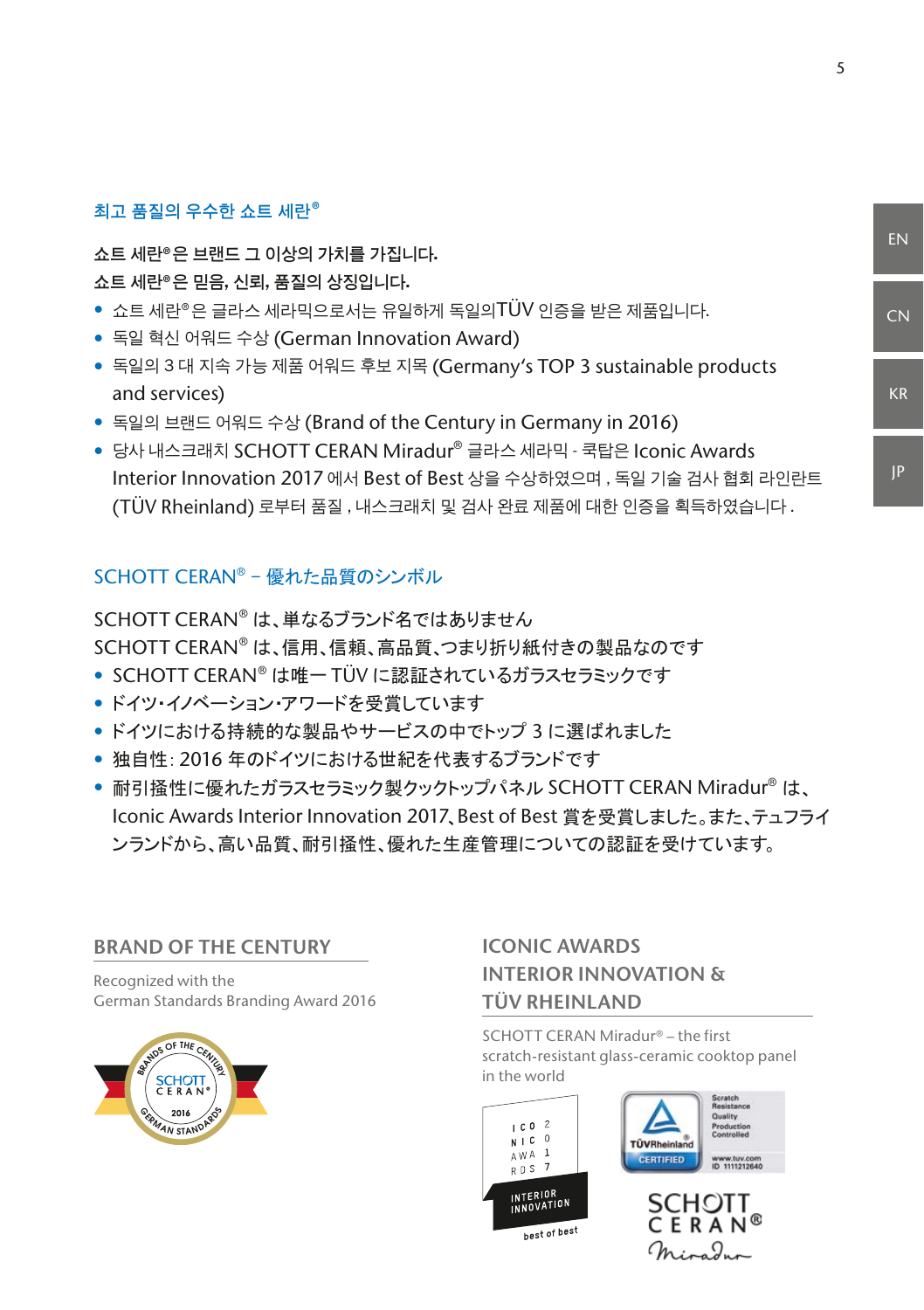## 최고 품질의 우수한 쇼트 세란®

**쇼트 세란®은 브랜드 그 이상의 가치를 가집니다.**
**쇼트 세란®은 믿음, 신뢰, 품질의 상징입니다.**

- 쇼트 세란®은 글라스 세라믹으로서는 유일하게 독일의TÜV 인증을 받은 제품입니다.
- 독일 혁신 어워드 수상 (German Innovation Award)
- 독일의 3 대 지속 가능 제품 어워드 후보 지목 (Germany's TOP 3 sustainable products and services)
- 독일의 브랜드 어워드 수상 (Brand of the Century in Germany in 2016)
- 당사 내스크래치 SCHOTT CERAN Miradur® 글라스 세라믹 - 쿡탑은 Iconic Awards Interior Innovation 2017 에서 Best of Best 상을 수상하였으며 , 독일 기술 검사 협회 라인란트 (TÜV Rheinland) 로부터 품질 , 내스크래치 및 검사 완료 제품에 대한 인증을 획득하였습니다 .

## SCHOTT CERAN® – 優れた品質のシンボル

SCHOTT CERAN® は、単なるブランド名ではありません
SCHOTT CERAN® は、信用、信頼、高品質、つまり折り紙付きの製品なのです

- SCHOTT CERAN® は唯一 TÜV に認証されているガラスセラミックです
- ドイツ・イノベーション・アワードを受賞しています
- ドイツにおける持続的な製品やサービスの中でトップ 3 に選ばれました
- 独自性: 2016 年のドイツにおける世紀を代表するブランドです
- 耐引掻性に優れたガラスセラミック製クックトップパネル SCHOTT CERAN Miradur® は、Iconic Awards Interior Innovation 2017、Best of Best 賞を受賞しました。また、テュフライ ンランドから、高い品質、耐引掻性、優れた生産管理についての認証を受けています。

### BRAND OF THE CENTURY

Recognized with the
German Standards Branding Award 2016

### ICONIC AWARDS INTERIOR INNOVATION & TÜV RHEINLAND

SCHOTT CERAN Miradur® – the first scratch-resistant glass-ceramic cooktop panel in the world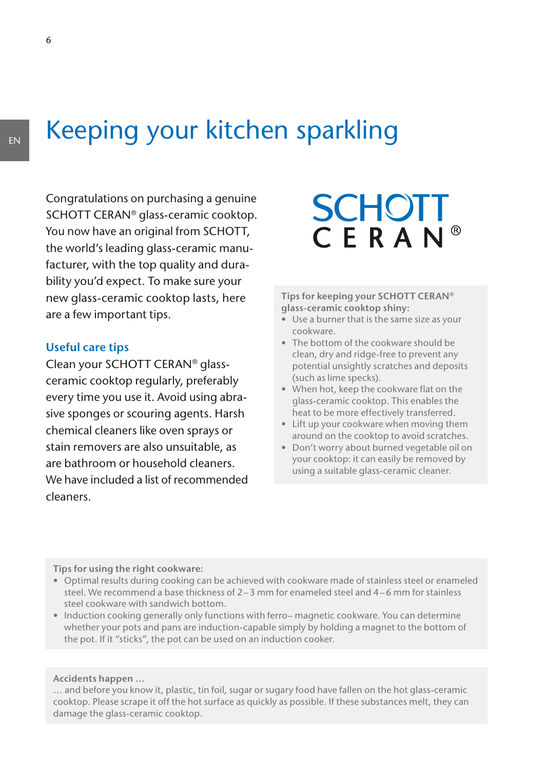# Keeping your kitchen sparkling

Congratulations on purchasing a genuine SCHOTT CERAN® glass-ceramic cooktop. You now have an original from SCHOTT, the world's leading glass-ceramic manufacturer, with the top quality and durability you'd expect. To make sure your new glass-ceramic cooktop lasts, here are a few important tips.

## Useful care tips

Clean your SCHOTT CERAN® glass-ceramic cooktop regularly, preferably every time you use it. Avoid using abrasive sponges or scouring agents. Harsh chemical cleaners like oven sprays or stain removers are also unsuitable, as are bathroom or household cleaners. We have included a list of recommended cleaners.

SCHOTT CERAN®

**Tips for keeping your SCHOTT CERAN® glass-ceramic cooktop shiny:**

- Use a burner that is the same size as your cookware.
- The bottom of the cookware should be clean, dry and ridge-free to prevent any potential unsightly scratches and deposits (such as lime specks).
- When hot, keep the cookware flat on the glass-ceramic cooktop. This enables the heat to be more effectively transferred.
- Lift up your cookware when moving them around on the cooktop to avoid scratches.
- Don't worry about burned vegetable oil on your cooktop: it can easily be removed by using a suitable glass-ceramic cleaner.

**Tips for using the right cookware:**

- Optimal results during cooking can be achieved with cookware made of stainless steel or enameled steel. We recommend a base thickness of 2–3 mm for enameled steel and 4–6 mm for stainless steel cookware with sandwich bottom.
- Induction cooking generally only functions with ferro– magnetic cookware. You can determine whether your pots and pans are induction-capable simply by holding a magnet to the bottom of the pot. If it "sticks", the pot can be used on an induction cooker.

**Accidents happen …**

… and before you know it, plastic, tin foil, sugar or sugary food have fallen on the hot glass-ceramic cooktop. Please scrape it off the hot surface as quickly as possible. If these substances melt, they can damage the glass-ceramic cooktop.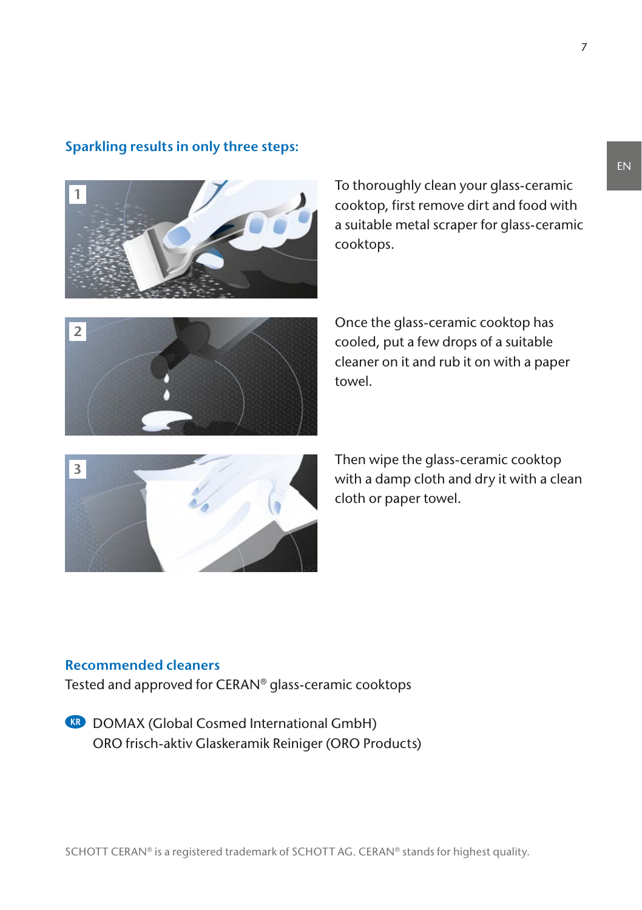## Sparkling results in only three steps:

1. To thoroughly clean your glass-ceramic cooktop, first remove dirt and food with a suitable metal scraper for glass-ceramic cooktops.

2. Once the glass-ceramic cooktop has cooled, put a few drops of a suitable cleaner on it and rub it on with a paper towel.

3. Then wipe the glass-ceramic cooktop with a damp cloth and dry it with a clean cloth or paper towel.

## Recommended cleaners

Tested and approved for CERAN® glass-ceramic cooktops

KR DOMAX (Global Cosmed International GmbH)
ORO frisch-aktiv Glaskeramik Reiniger (ORO Products)

SCHOTT CERAN® is a registered trademark of SCHOTT AG. CERAN® stands for highest quality.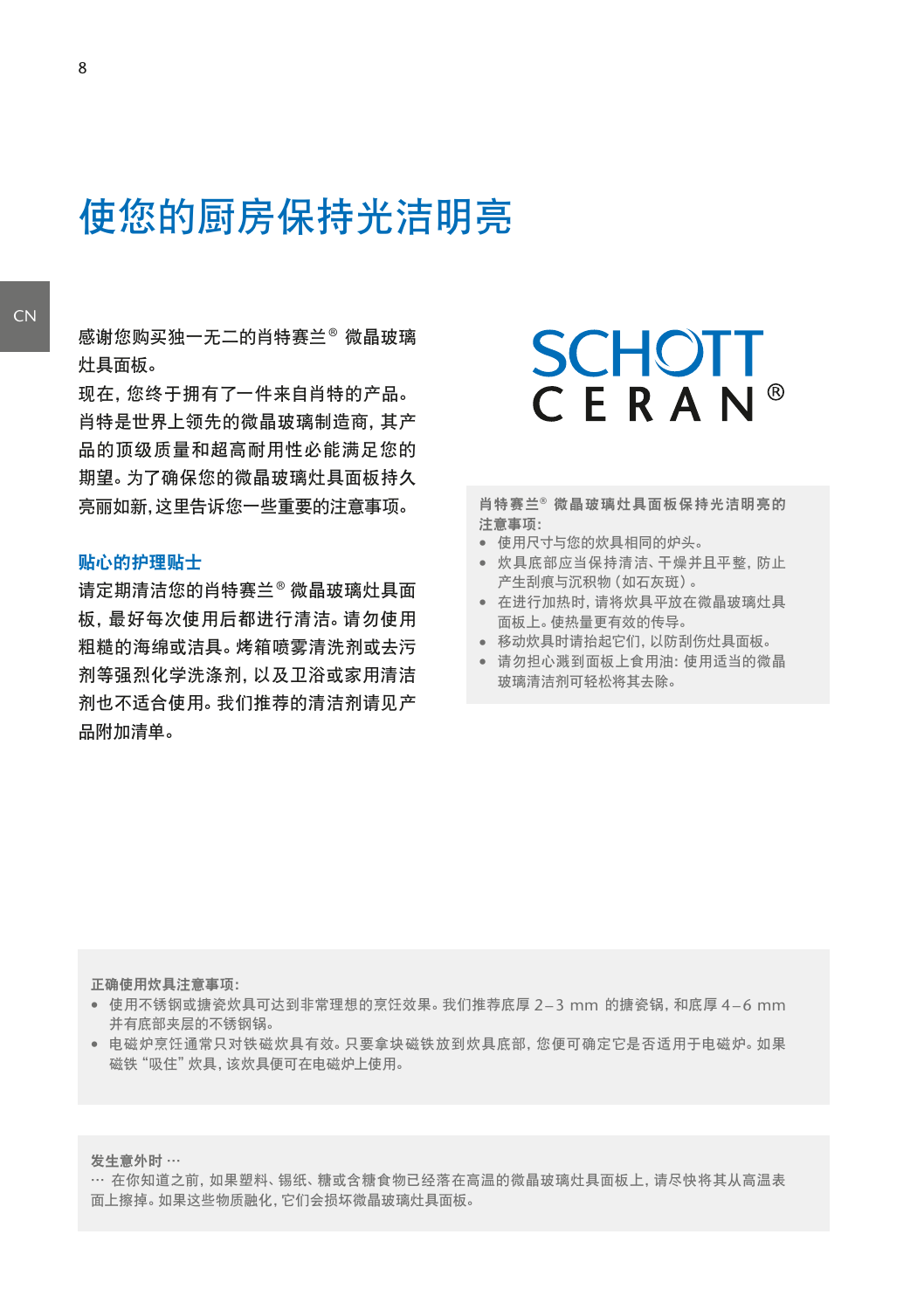# 使您的厨房保持光洁明亮

CN

感谢您购买独一无二的肖特赛兰® 微晶玻璃灶具面板。
现在，您终于拥有了一件来自肖特的产品。肖特是世界上领先的微晶玻璃制造商，其产品的顶级质量和超高耐用性必能满足您的期望。为了确保您的微晶玻璃灶具面板持久亮丽如新，这里告诉您一些重要的注意事项。

SCHOTT CERAN®

### 贴心的护理贴士

请定期清洁您的肖特赛兰® 微晶玻璃灶具面板，最好每次使用后都进行清洁。请勿使用粗糙的海绵或洁具。烤箱喷雾清洗剂或去污剂等强烈化学洗涤剂，以及卫浴或家用清洁剂也不适合使用。我们推荐的清洁剂请见产品附加清单。

**肖特赛兰® 微晶玻璃灶具面板保持光洁明亮的注意事项:**

- 使用尺寸与您的炊具相同的炉头。
- 炊具底部应当保持清洁、干燥并且平整，防止产生刮痕与沉积物（如石灰斑）。
- 在进行加热时，请将炊具平放在微晶玻璃灶具面板上。使热量更有效的传导。
- 移动炊具时请抬起它们，以防刮伤灶具面板。
- 请勿担心溅到面板上食用油：使用适当的微晶玻璃清洁剂可轻松将其去除。

**正确使用炊具注意事项:**

- 使用不锈钢或搪瓷炊具可达到非常理想的烹饪效果。我们推荐底厚 2–3 mm 的搪瓷锅，和底厚 4–6 mm 并有底部夹层的不锈钢锅。
- 电磁炉烹饪通常只对铁磁炊具有效。只要拿块磁铁放到炊具底部，您便可确定它是否适用于电磁炉。如果磁铁“吸住”炊具，该炊具便可在电磁炉上使用。

**发生意外时 …**

… 在你知道之前，如果塑料、锡纸、糖或含糖食物已经落在高温的微晶玻璃灶具面板上，请尽快将其从高温表面上擦掉。如果这些物质融化，它们会损坏微晶玻璃灶具面板。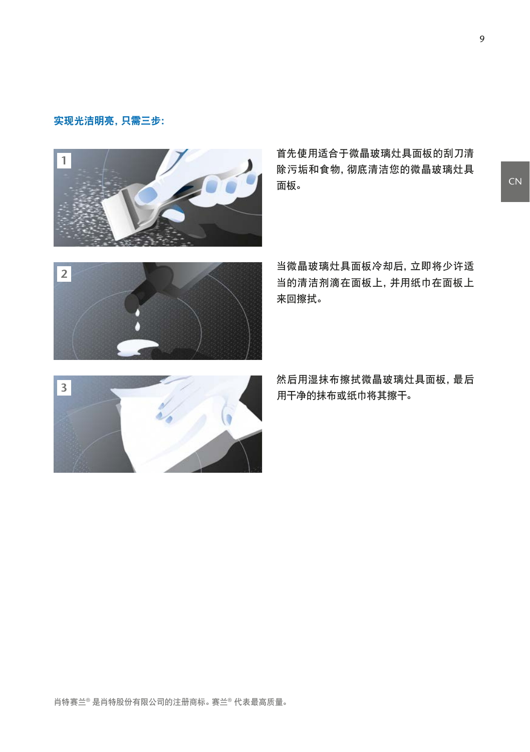**实现光洁明亮，只需三步：**

1. 首先使用适合于微晶玻璃灶具面板的刮刀清除污垢和食物，彻底清洁您的微晶玻璃灶具面板。

2. 当微晶玻璃灶具面板冷却后，立即将少许适当的清洁剂滴在面板上，并用纸巾在面板上来回擦拭。

3. 然后用湿抹布擦拭微晶玻璃灶具面板，最后用干净的抹布或纸巾将其擦干。

肖特赛兰® 是肖特股份有限公司的注册商标。赛兰® 代表最高质量。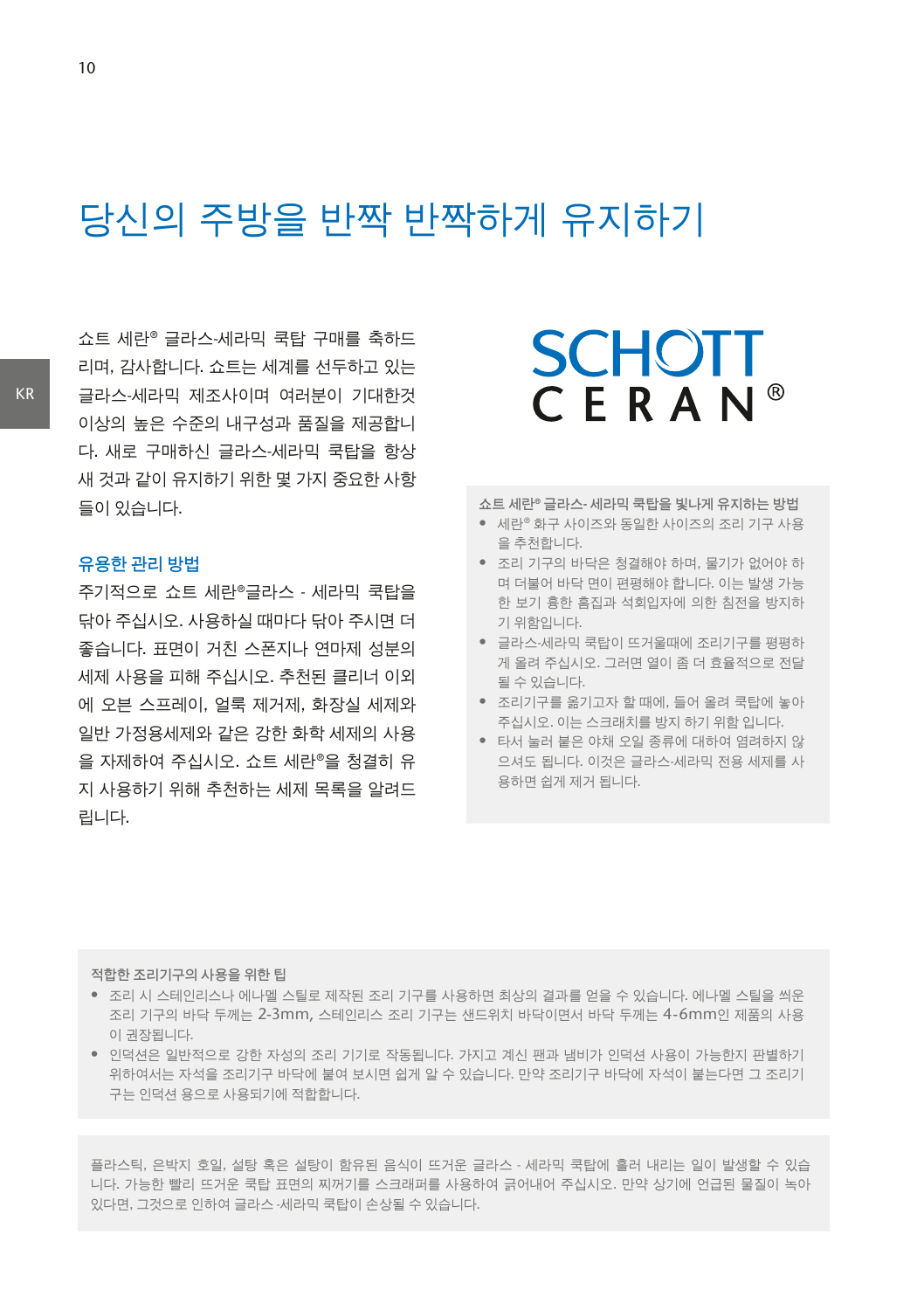# 당신의 주방을 반짝 반짝하게 유지하기

쇼트 세란® 글라스-세라믹 쿡탑 구매를 축하드리며, 감사합니다. 쇼트는 세계를 선두하고 있는 글라스-세라믹 제조사이며 여러분이 기대한것 이상의 높은 수준의 내구성과 품질을 제공합니다. 새로 구매하신 글라스-세라믹 쿡탑을 항상 새 것과 같이 유지하기 위한 몇 가지 중요한 사항들이 있습니다.

## 유용한 관리 방법

주기적으로 쇼트 세란®글라스 - 세라믹 쿡탑을 닦아 주십시오. 사용하실 때마다 닦아 주시면 더 좋습니다. 표면이 거친 스폰지나 연마제 성분의 세제 사용을 피해 주십시오. 추천된 클리너 이외에 오븐 스프레이, 얼룩 제거제, 화장실 세제와 일반 가정용세제와 같은 강한 화학 세제의 사용을 자제하여 주십시오. 쇼트 세란®을 청결히 유지 사용하기 위해 추천하는 세제 목록을 알려드립니다.

SCHOTT CERAN®

**쇼트 세란® 글라스- 세라믹 쿡탑을 빛나게 유지하는 방법**

- 세란® 화구 사이즈와 동일한 사이즈의 조리 기구 사용을 추천합니다.
- 조리 기구의 바닥은 청결해야 하며, 물기가 없어야 하며 더불어 바닥 면이 편평해야 합니다. 이는 발생 가능한 보기 흉한 흠집과 석회입자에 의한 침전을 방지하기 위함입니다.
- 글라스-세라믹 쿡탑이 뜨거울때에 조리기구를 평평하게 올려 주십시오. 그러면 열이 좀 더 효율적으로 전달될 수 있습니다.
- 조리기구를 옮기고자 할 때에, 들어 올려 쿡탑에 놓아 주십시오. 이는 스크래치를 방지 하기 위함 입니다.
- 타서 눌러 붙은 야채 오일 종류에 대하여 염려하지 않으셔도 됩니다. 이것은 글라스-세라믹 전용 세제를 사용하면 쉽게 제거 됩니다.

**적합한 조리기구의 사용을 위한 팁**

- 조리 시 스테인리스나 에나멜 스틸로 제작된 조리 기구를 사용하면 최상의 결과를 얻을 수 있습니다. 에나멜 스틸을 씌운 조리 기구의 바닥 두께는 2-3mm, 스테인리스 조리 기구는 샌드위치 바닥이면서 바닥 두께는 4-6mm인 제품의 사용이 권장됩니다.
- 인덕션은 일반적으로 강한 자성의 조리 기기로 작동됩니다. 가지고 계신 팬과 냄비가 인덕션 사용이 가능한지 판별하기 위하여서는 자석을 조리기구 바닥에 붙여 보시면 쉽게 알 수 있습니다. 만약 조리기구 바닥에 자석이 붙는다면 그 조리기구는 인덕션 용으로 사용되기에 적합합니다.

플라스틱, 은박지 호일, 설탕 혹은 설탕이 함유된 음식이 뜨거운 글라스 - 세라믹 쿡탑에 흘러 내리는 일이 발생할 수 있습니다. 가능한 빨리 뜨거운 쿡탑 표면의 찌꺼기를 스크래퍼를 사용하여 긁어내어 주십시오. 만약 상기에 언급된 물질이 녹아 있다면, 그것으로 인하여 글라스 -세라믹 쿡탑이 손상될 수 있습니다.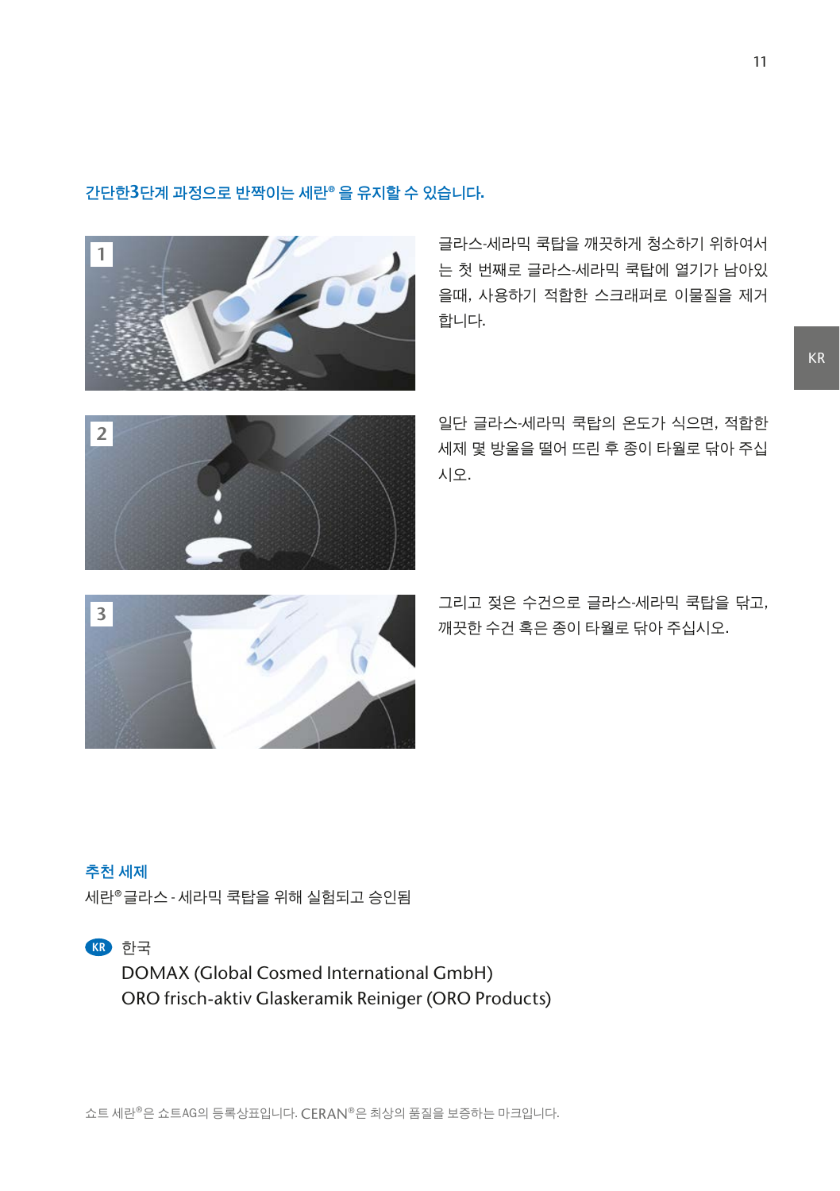## 간단한3단계 과정으로 반짝이는 세란® 을 유지할 수 있습니다.

1. 글라스-세라믹 쿡탑을 깨끗하게 청소하기 위하여서는 첫 번째로 글라스-세라믹 쿡탑에 열기가 남아있을때, 사용하기 적합한 스크래퍼로 이물질을 제거합니다.

2. 일단 글라스-세라믹 쿡탑의 온도가 식으면, 적합한 세제 몇 방울을 떨어 뜨린 후 종이 타월로 닦아 주십시오.

3. 그리고 젖은 수건으로 글라스-세라믹 쿡탑을 닦고, 깨끗한 수건 혹은 종이 타월로 닦아 주십시오.

### 추천 세제

세란®글라스 - 세라믹 쿡탑을 위해 실험되고 승인됨

KR 한국

DOMAX (Global Cosmed International GmbH)
ORO frisch-aktiv Glaskeramik Reiniger (ORO Products)

쇼트 세란®은 쇼트AG의 등록상표입니다. CERAN®은 최상의 품질을 보증하는 마크입니다.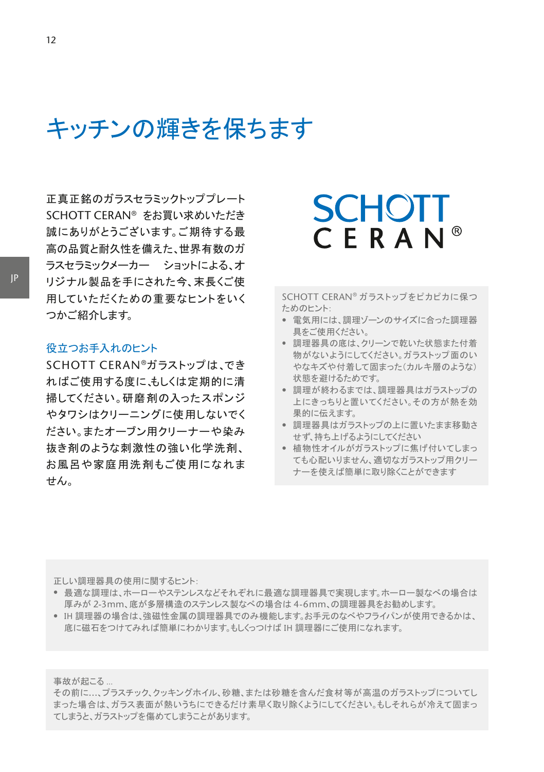# キッチンの輝きを保ちます

正真正銘のガラスセラミックトッププレート SCHOTT CERAN® をお買い求めいただき誠にありがとうございます。ご期待する最高の品質と耐久性を備えた、世界有数のガラスセラミックメーカー　ショットによる、オリジナル製品を手にされた今、末長くご使用していただくための重要なヒントをいくつかご紹介します。

SCHOTT CERAN

## 役立つお手入れのヒント

SCHOTT CERAN®ガラストップは、できればご使用する度に、もしくは定期的に清掃してください。研磨剤の入ったスポンジやタワシはクリーニングに使用しないでください。またオーブン用クリーナーや染み抜き剤のような刺激性の強い化学洗剤、お風呂や家庭用洗剤もご使用になれません。

SCHOTT CERAN® ガラストップをピカピカに保つためのヒント:

- 電気用には、調理ゾーンのサイズに合った調理器具をご使用ください。
- 調理器具の底は、クリーンで乾いた状態また付着物がないようにしてください。ガラストップ面のいやなキズや付着して固まった（カルキ層のような）状態を避けるためです。
- 調理が終わるまでは、調理器具はガラストップの上にきっちりと置いてください。その方が熱を効果的に伝えます。
- 調理器具はガラストップの上に置いたまま移動させず、持ち上げるようにしてください
- 植物性オイルがガラストップに焦げ付いてしまっても心配いりません、適切なガラストップ用クリーナーを使えば簡単に取り除くことができます

正しい調理器具の使用に関するヒント:

- 最適な調理は、ホーローやステンレスなどそれぞれに最適な調理器具で実現します。ホーロー製なべの場合は厚みが 2-3mm、底が多層構造のステンレス製なべの場合は 4-6mm、の調理器具をお勧めします。
- IH 調理器の場合は、強磁性金属の調理器具でのみ機能します。お手元のなべやフライパンが使用できるかは、底に磁石をつけてみれば簡単にわかります。もしくっつけば IH 調理器にご使用になれます。

事故が起こる ...
その前に...、プラスチック、クッキングホイル、砂糖、または砂糖を含んだ食材等が高温のガラストップについてしまった場合は、ガラス表面が熱いうちにできるだけ素早く取り除くようにしてください。もしそれらが冷えて固まってしまうと、ガラストップを傷めてしまうことがあります。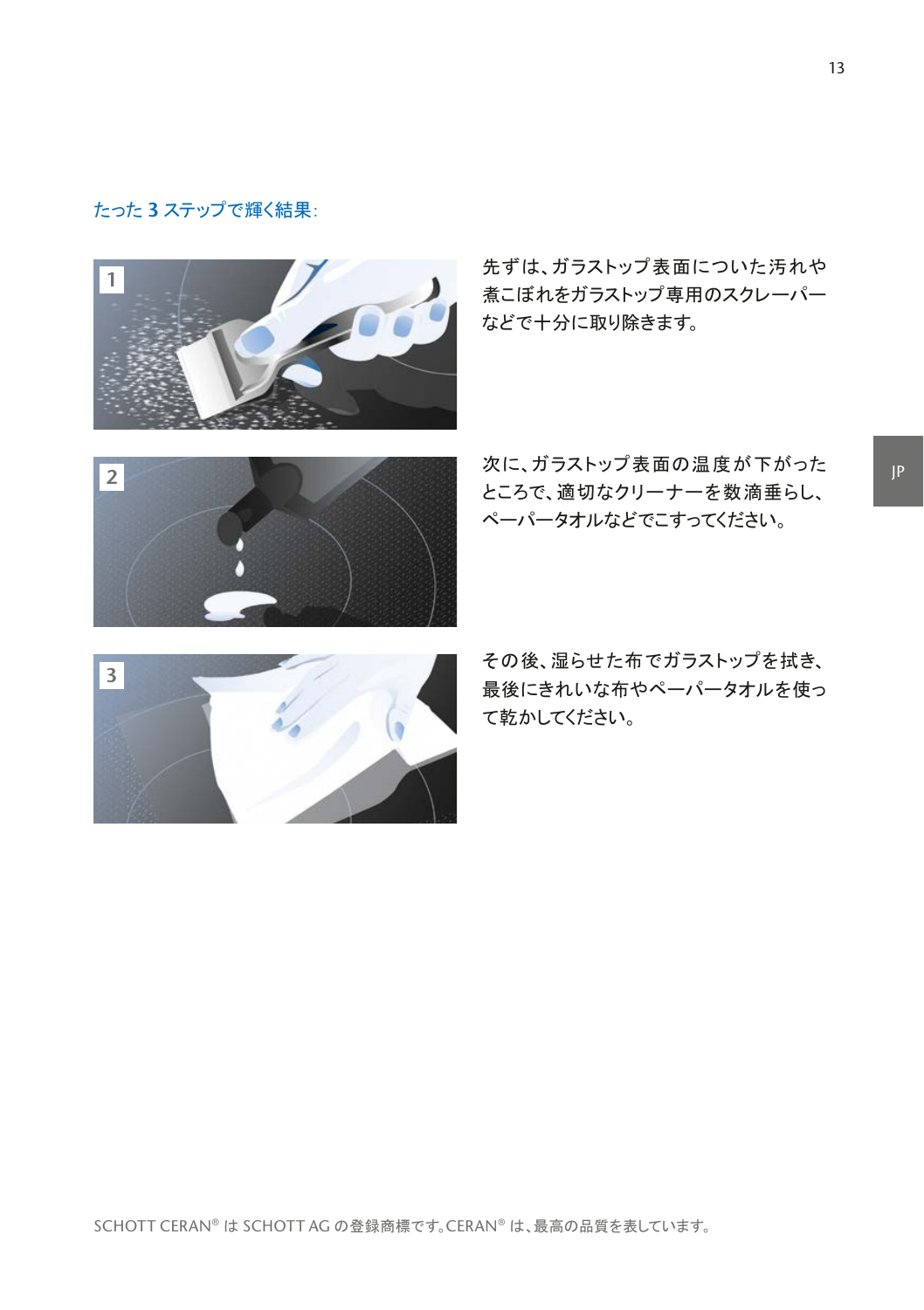## たった **3** ステップで輝く結果:

**1** 先ずは、ガラストップ表面についた汚れや煮こぼれをガラストップ専用のスクレーパーなどで十分に取り除きます。

**2** 次に、ガラストップ表面の温度が下がったところで、適切なクリーナーを数滴垂らし、ペーパータオルなどでこすってください。

**3** その後、湿らせた布でガラストップを拭き、最後にきれいな布やペーパータオルを使って乾かしてください。

SCHOTT CERAN® は SCHOTT AG の登録商標です。CERAN® は、最高の品質を表しています。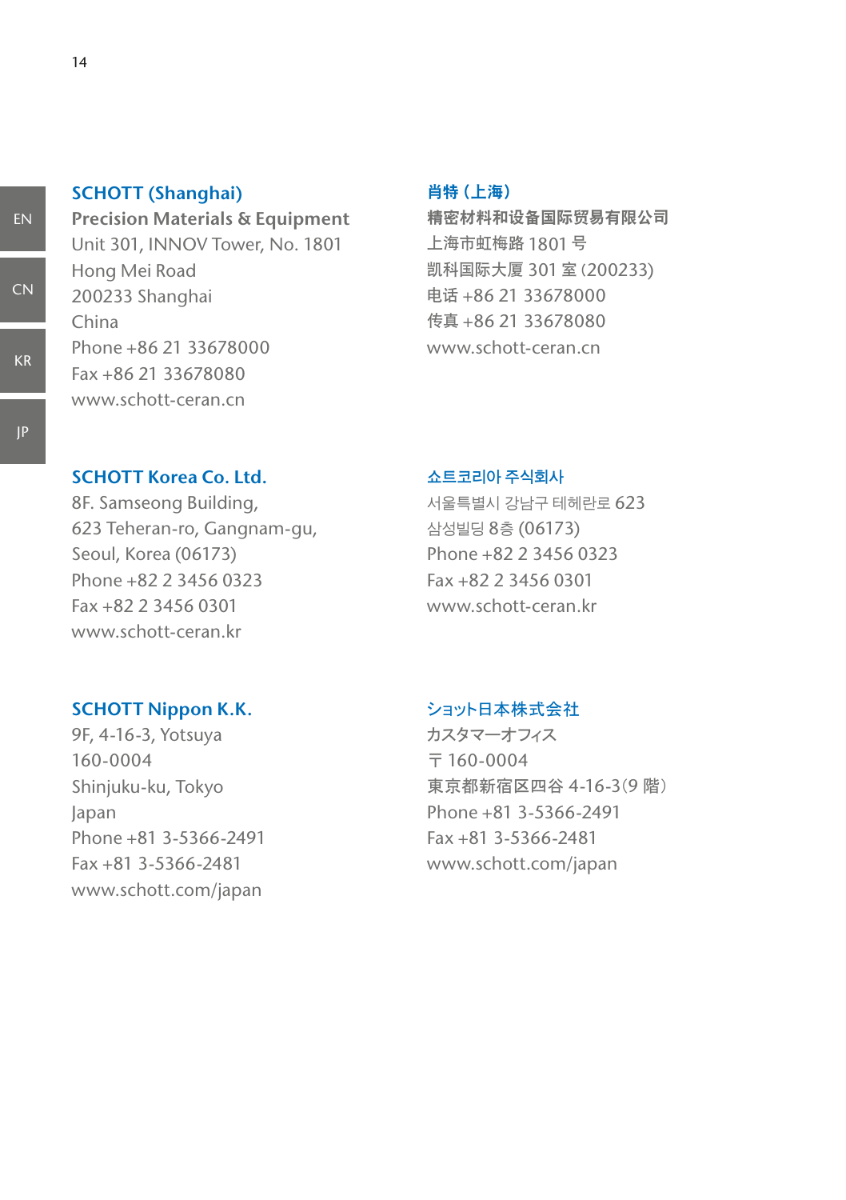**SCHOTT (Shanghai)**
**Precision Materials & Equipment**
Unit 301, INNOV Tower, No. 1801
Hong Mei Road
200233 Shanghai
China
Phone +86 21 33678000
Fax +86 21 33678080
www.schott-ceran.cn

**肖特（上海）**
**精密材料和设备国际贸易有限公司**
上海市虹梅路 1801 号
凯科国际大厦 301 室（200233）
电话 +86 21 33678000
传真 +86 21 33678080
www.schott-ceran.cn

**SCHOTT Korea Co. Ltd.**
8F. Samseong Building,
623 Teheran-ro, Gangnam-gu,
Seoul, Korea (06173)
Phone +82 2 3456 0323
Fax +82 2 3456 0301
www.schott-ceran.kr

**쇼트코리아 주식회사**
서울특별시 강남구 테헤란로 623
삼성빌딩 8층 (06173)
Phone +82 2 3456 0323
Fax +82 2 3456 0301
www.schott-ceran.kr

**SCHOTT Nippon K.K.**
9F, 4-16-3, Yotsuya
160-0004
Shinjuku-ku, Tokyo
Japan
Phone +81 3-5366-2491
Fax +81 3-5366-2481
www.schott.com/japan

**ショット日本株式会社**
カスタマーオフィス
〒 160-0004
東京都新宿区四谷 4-16-3（9 階）
Phone +81 3-5366-2491
Fax +81 3-5366-2481
www.schott.com/japan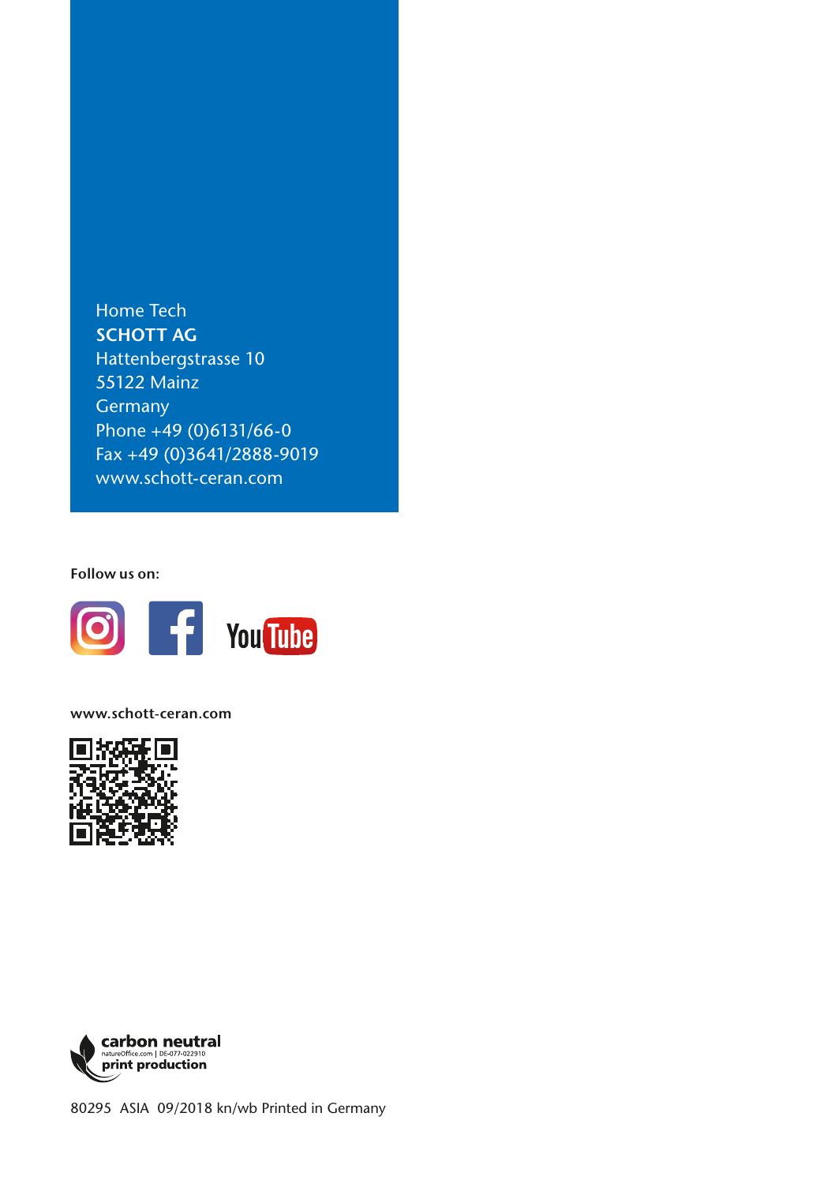Home Tech
**SCHOTT AG**
Hattenbergstrasse 10
55122 Mainz
Germany
Phone +49 (0)6131/66-0
Fax +49 (0)3641/2888-9019
www.schott-ceran.com

**Follow us on:**

**www.schott-ceran.com**

**carbon neutral**
natureOffice.com | DE-077-022910
**print production**

80295 ASIA 09/2018 kn/wb Printed in Germany